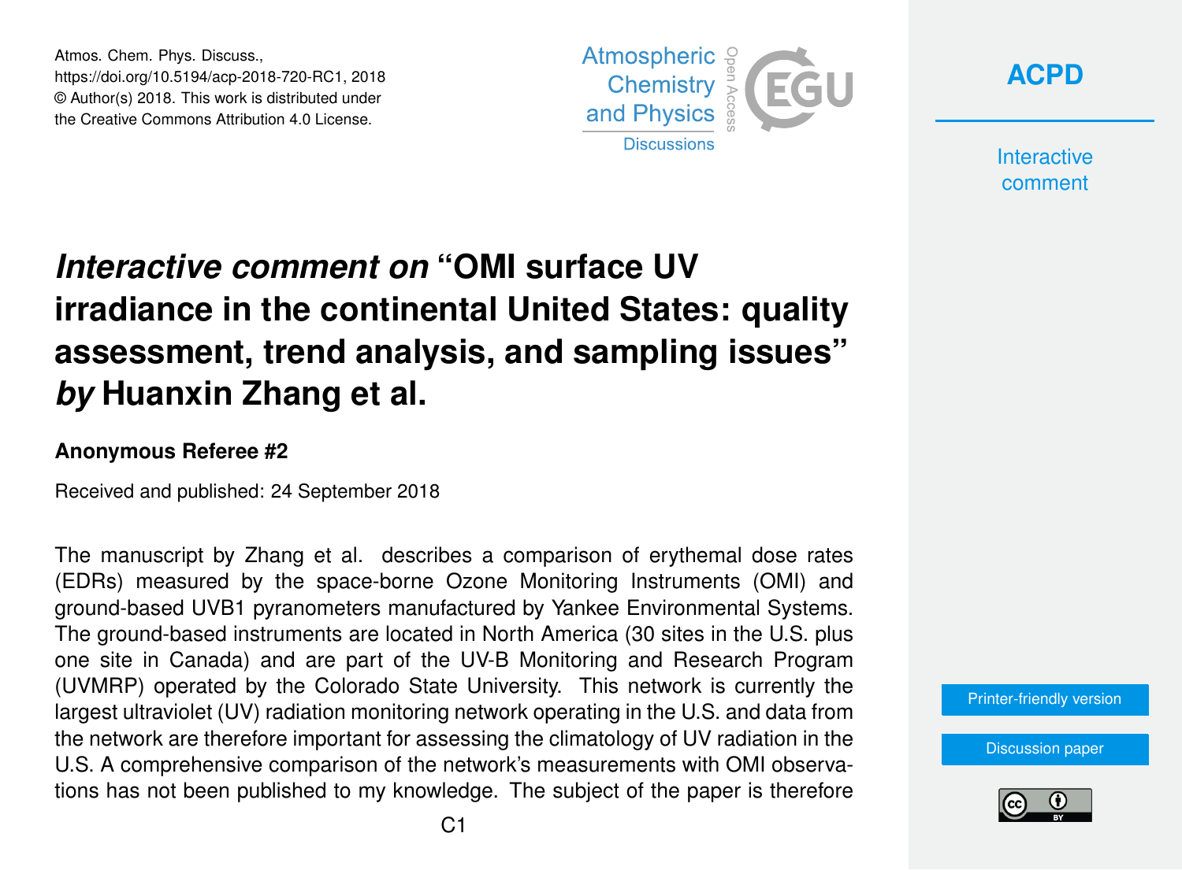# *Interactive comment on* "OMI surface UV irradiance in the continental United States: quality assessment, trend analysis, and sampling issues" *by* Huanxin Zhang et al.

**Anonymous Referee #2**

Received and published: 24 September 2018

The manuscript by Zhang et al. describes a comparison of erythemal dose rates (EDRs) measured by the space-borne Ozone Monitoring Instruments (OMI) and ground-based UVB1 pyranometers manufactured by Yankee Environmental Systems. The ground-based instruments are located in North America (30 sites in the U.S. plus one site in Canada) and are part of the UV-B Monitoring and Research Program (UVMRP) operated by the Colorado State University. This network is currently the largest ultraviolet (UV) radiation monitoring network operating in the U.S. and data from the network are therefore important for assessing the climatology of UV radiation in the U.S. A comprehensive comparison of the network's measurements with OMI observations has not been published to my knowledge. The subject of the paper is therefore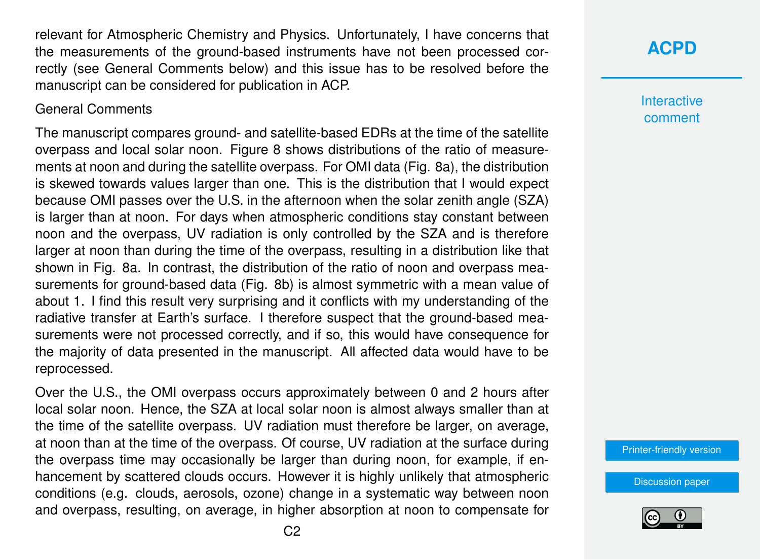relevant for Atmospheric Chemistry and Physics. Unfortunately, I have concerns that the measurements of the ground-based instruments have not been processed correctly (see General Comments below) and this issue has to be resolved before the manuscript can be considered for publication in ACP.

General Comments

The manuscript compares ground- and satellite-based EDRs at the time of the satellite overpass and local solar noon. Figure 8 shows distributions of the ratio of measurements at noon and during the satellite overpass. For OMI data (Fig. 8a), the distribution is skewed towards values larger than one. This is the distribution that I would expect because OMI passes over the U.S. in the afternoon when the solar zenith angle (SZA) is larger than at noon. For days when atmospheric conditions stay constant between noon and the overpass, UV radiation is only controlled by the SZA and is therefore larger at noon than during the time of the overpass, resulting in a distribution like that shown in Fig. 8a. In contrast, the distribution of the ratio of noon and overpass measurements for ground-based data (Fig. 8b) is almost symmetric with a mean value of about 1. I find this result very surprising and it conflicts with my understanding of the radiative transfer at Earth's surface. I therefore suspect that the ground-based measurements were not processed correctly, and if so, this would have consequence for the majority of data presented in the manuscript. All affected data would have to be reprocessed.

Over the U.S., the OMI overpass occurs approximately between 0 and 2 hours after local solar noon. Hence, the SZA at local solar noon is almost always smaller than at the time of the satellite overpass. UV radiation must therefore be larger, on average, at noon than at the time of the overpass. Of course, UV radiation at the surface during the overpass time may occasionally be larger than during noon, for example, if enhancement by scattered clouds occurs. However it is highly unlikely that atmospheric conditions (e.g. clouds, aerosols, ozone) change in a systematic way between noon and overpass, resulting, on average, in higher absorption at noon to compensate for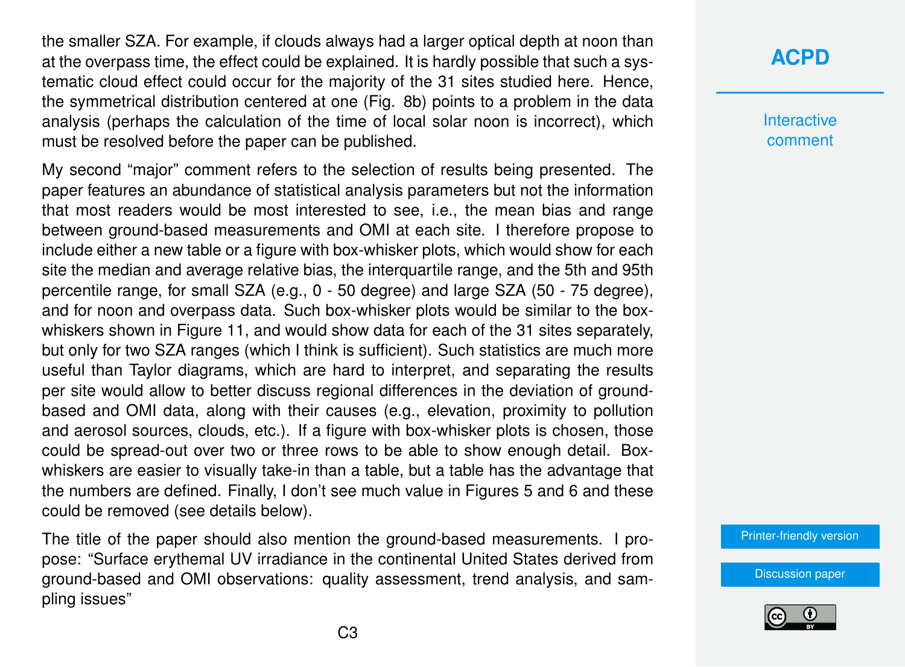the smaller SZA. For example, if clouds always had a larger optical depth at noon than at the overpass time, the effect could be explained. It is hardly possible that such a systematic cloud effect could occur for the majority of the 31 sites studied here. Hence, the symmetrical distribution centered at one (Fig. 8b) points to a problem in the data analysis (perhaps the calculation of the time of local solar noon is incorrect), which must be resolved before the paper can be published.

My second "major" comment refers to the selection of results being presented. The paper features an abundance of statistical analysis parameters but not the information that most readers would be most interested to see, i.e., the mean bias and range between ground-based measurements and OMI at each site. I therefore propose to include either a new table or a figure with box-whisker plots, which would show for each site the median and average relative bias, the interquartile range, and the 5th and 95th percentile range, for small SZA (e.g., 0 - 50 degree) and large SZA (50 - 75 degree), and for noon and overpass data. Such box-whisker plots would be similar to the box-whiskers shown in Figure 11, and would show data for each of the 31 sites separately, but only for two SZA ranges (which I think is sufficient). Such statistics are much more useful than Taylor diagrams, which are hard to interpret, and separating the results per site would allow to better discuss regional differences in the deviation of ground-based and OMI data, along with their causes (e.g., elevation, proximity to pollution and aerosol sources, clouds, etc.). If a figure with box-whisker plots is chosen, those could be spread-out over two or three rows to be able to show enough detail. Box-whiskers are easier to visually take-in than a table, but a table has the advantage that the numbers are defined. Finally, I don't see much value in Figures 5 and 6 and these could be removed (see details below).

The title of the paper should also mention the ground-based measurements. I propose: "Surface erythemal UV irradiance in the continental United States derived from ground-based and OMI observations: quality assessment, trend analysis, and sampling issues"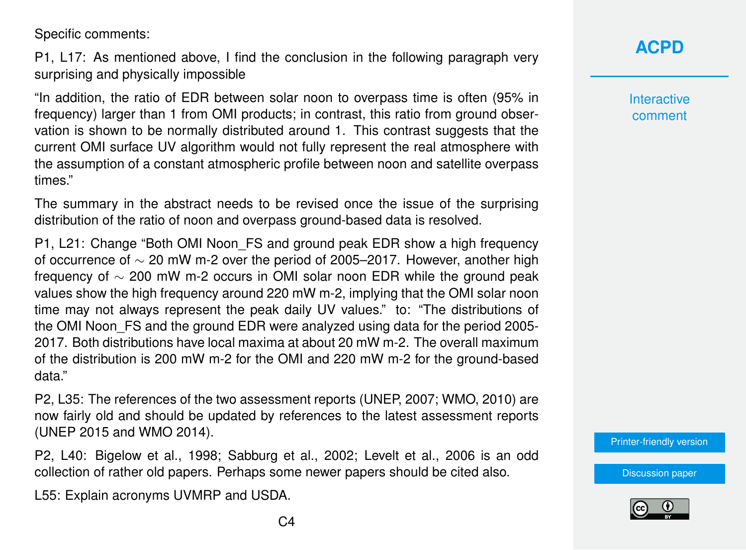Specific comments:

P1, L17: As mentioned above, I find the conclusion in the following paragraph very surprising and physically impossible

"In addition, the ratio of EDR between solar noon to overpass time is often (95% in frequency) larger than 1 from OMI products; in contrast, this ratio from ground observation is shown to be normally distributed around 1. This contrast suggests that the current OMI surface UV algorithm would not fully represent the real atmosphere with the assumption of a constant atmospheric profile between noon and satellite overpass times."

The summary in the abstract needs to be revised once the issue of the surprising distribution of the ratio of noon and overpass ground-based data is resolved.

P1, L21: Change "Both OMI Noon_FS and ground peak EDR show a high frequency of occurrence of $\sim$ 20 mW m-2 over the period of 2005–2017. However, another high frequency of $\sim$ 200 mW m-2 occurs in OMI solar noon EDR while the ground peak values show the high frequency around 220 mW m-2, implying that the OMI solar noon time may not always represent the peak daily UV values." to: "The distributions of the OMI Noon_FS and the ground EDR were analyzed using data for the period 2005-2017. Both distributions have local maxima at about 20 mW m-2. The overall maximum of the distribution is 200 mW m-2 for the OMI and 220 mW m-2 for the ground-based data."

P2, L35: The references of the two assessment reports (UNEP, 2007; WMO, 2010) are now fairly old and should be updated by references to the latest assessment reports (UNEP 2015 and WMO 2014).

P2, L40: Bigelow et al., 1998; Sabburg et al., 2002; Levelt et al., 2006 is an odd collection of rather old papers. Perhaps some newer papers should be cited also.

L55: Explain acronyms UVMRP and USDA.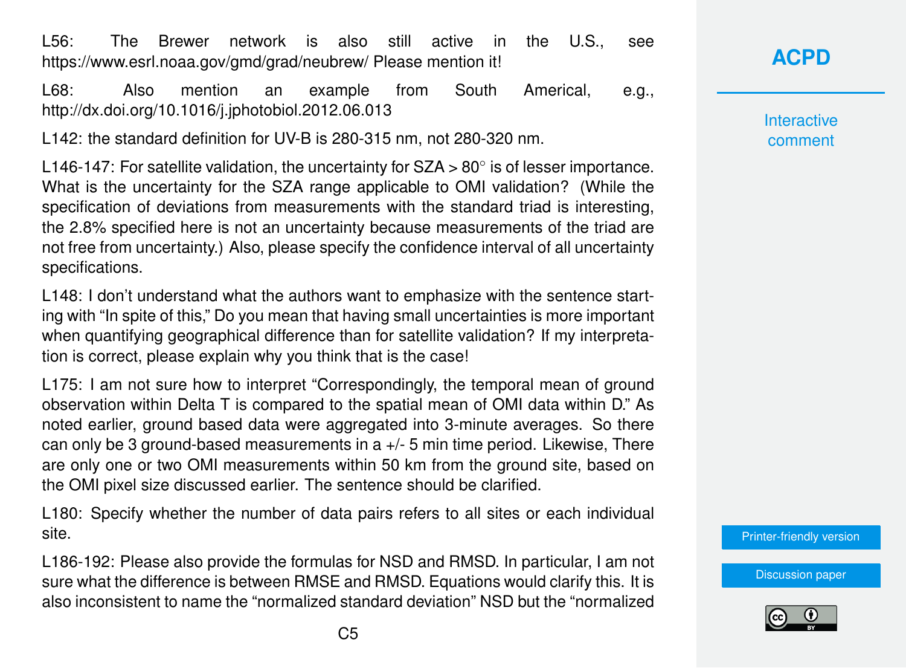L56: The Brewer network is also still active in the U.S., see https://www.esrl.noaa.gov/gmd/grad/neubrew/ Please mention it!

L68: Also mention an example from South Americal, e.g., http://dx.doi.org/10.1016/j.jphotobiol.2012.06.013

L142: the standard definition for UV-B is 280-315 nm, not 280-320 nm.

L146-147: For satellite validation, the uncertainty for SZA > 80° is of lesser importance. What is the uncertainty for the SZA range applicable to OMI validation? (While the specification of deviations from measurements with the standard triad is interesting, the 2.8% specified here is not an uncertainty because measurements of the triad are not free from uncertainty.) Also, please specify the confidence interval of all uncertainty specifications.

L148: I don't understand what the authors want to emphasize with the sentence starting with "In spite of this," Do you mean that having small uncertainties is more important when quantifying geographical difference than for satellite validation? If my interpretation is correct, please explain why you think that is the case!

L175: I am not sure how to interpret "Correspondingly, the temporal mean of ground observation within Delta T is compared to the spatial mean of OMI data within D." As noted earlier, ground based data were aggregated into 3-minute averages. So there can only be 3 ground-based measurements in a +/- 5 min time period. Likewise, There are only one or two OMI measurements within 50 km from the ground site, based on the OMI pixel size discussed earlier. The sentence should be clarified.

L180: Specify whether the number of data pairs refers to all sites or each individual site.

L186-192: Please also provide the formulas for NSD and RMSD. In particular, I am not sure what the difference is between RMSE and RMSD. Equations would clarify this. It is also inconsistent to name the "normalized standard deviation" NSD but the "normalized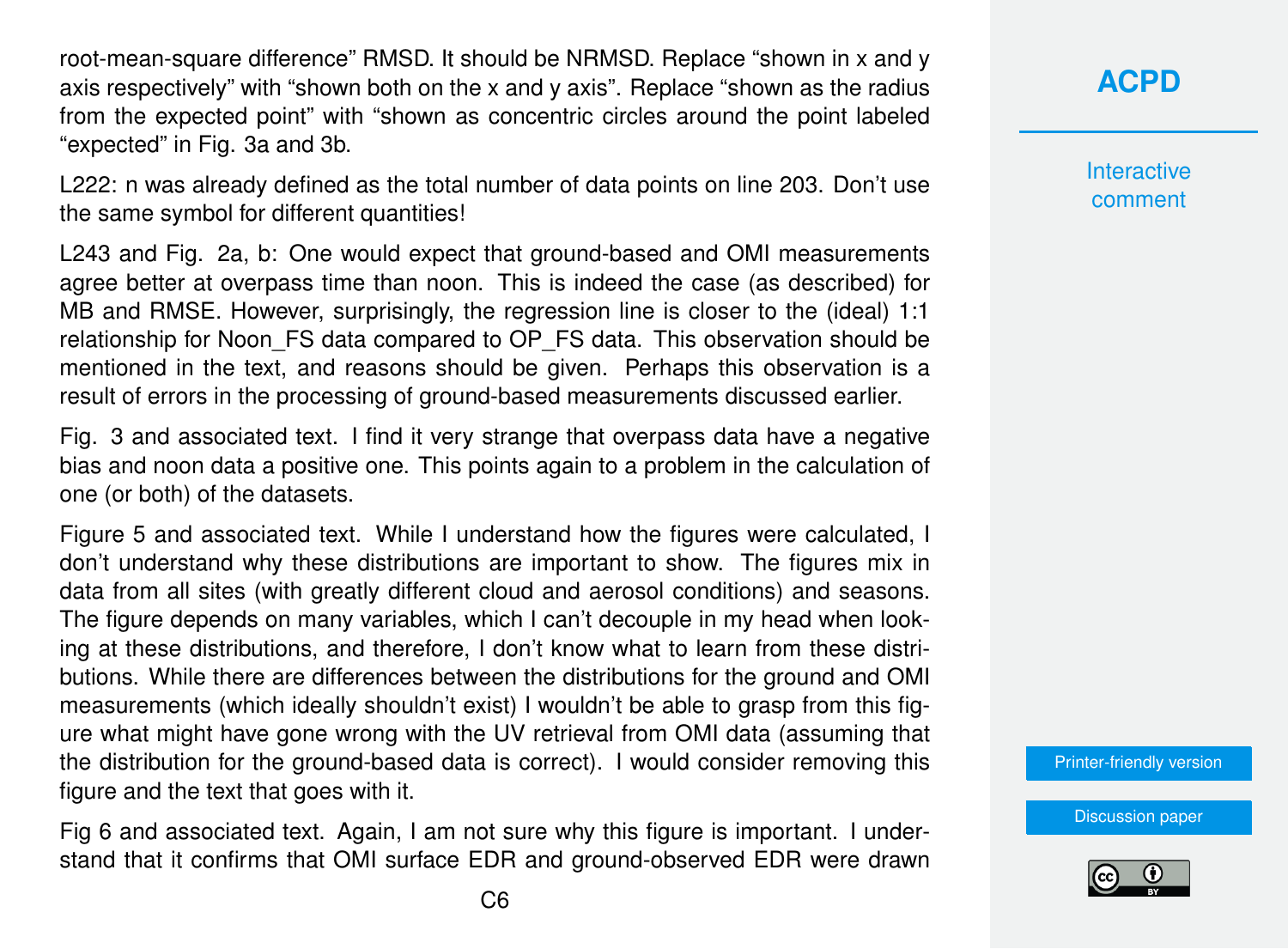root-mean-square difference" RMSD. It should be NRMSD. Replace "shown in x and y axis respectively" with "shown both on the x and y axis". Replace "shown as the radius from the expected point" with "shown as concentric circles around the point labeled "expected" in Fig. 3a and 3b.

L222: n was already defined as the total number of data points on line 203. Don't use the same symbol for different quantities!

L243 and Fig. 2a, b: One would expect that ground-based and OMI measurements agree better at overpass time than noon. This is indeed the case (as described) for MB and RMSE. However, surprisingly, the regression line is closer to the (ideal) 1:1 relationship for Noon_FS data compared to OP_FS data. This observation should be mentioned in the text, and reasons should be given. Perhaps this observation is a result of errors in the processing of ground-based measurements discussed earlier.

Fig. 3 and associated text. I find it very strange that overpass data have a negative bias and noon data a positive one. This points again to a problem in the calculation of one (or both) of the datasets.

Figure 5 and associated text. While I understand how the figures were calculated, I don't understand why these distributions are important to show. The figures mix in data from all sites (with greatly different cloud and aerosol conditions) and seasons. The figure depends on many variables, which I can't decouple in my head when looking at these distributions, and therefore, I don't know what to learn from these distributions. While there are differences between the distributions for the ground and OMI measurements (which ideally shouldn't exist) I wouldn't be able to grasp from this figure what might have gone wrong with the UV retrieval from OMI data (assuming that the distribution for the ground-based data is correct). I would consider removing this figure and the text that goes with it.

Fig 6 and associated text. Again, I am not sure why this figure is important. I understand that it confirms that OMI surface EDR and ground-observed EDR were drawn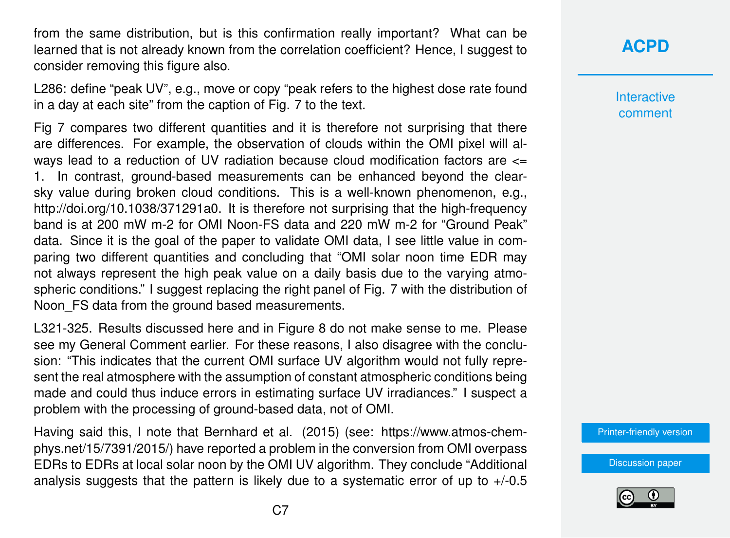from the same distribution, but is this confirmation really important? What can be learned that is not already known from the correlation coefficient? Hence, I suggest to consider removing this figure also.

L286: define "peak UV", e.g., move or copy "peak refers to the highest dose rate found in a day at each site" from the caption of Fig. 7 to the text.

Fig 7 compares two different quantities and it is therefore not surprising that there are differences. For example, the observation of clouds within the OMI pixel will always lead to a reduction of UV radiation because cloud modification factors are <= 1. In contrast, ground-based measurements can be enhanced beyond the clear-sky value during broken cloud conditions. This is a well-known phenomenon, e.g., http://doi.org/10.1038/371291a0. It is therefore not surprising that the high-frequency band is at 200 mW m-2 for OMI Noon-FS data and 220 mW m-2 for "Ground Peak" data. Since it is the goal of the paper to validate OMI data, I see little value in comparing two different quantities and concluding that "OMI solar noon time EDR may not always represent the high peak value on a daily basis due to the varying atmospheric conditions." I suggest replacing the right panel of Fig. 7 with the distribution of Noon_FS data from the ground based measurements.

L321-325. Results discussed here and in Figure 8 do not make sense to me. Please see my General Comment earlier. For these reasons, I also disagree with the conclusion: "This indicates that the current OMI surface UV algorithm would not fully represent the real atmosphere with the assumption of constant atmospheric conditions being made and could thus induce errors in estimating surface UV irradiances." I suspect a problem with the processing of ground-based data, not of OMI.

Having said this, I note that Bernhard et al. (2015) (see: https://www.atmos-chem-phys.net/15/7391/2015/) have reported a problem in the conversion from OMI overpass EDRs to EDRs at local solar noon by the OMI UV algorithm. They conclude "Additional analysis suggests that the pattern is likely due to a systematic error of up to +/-0.5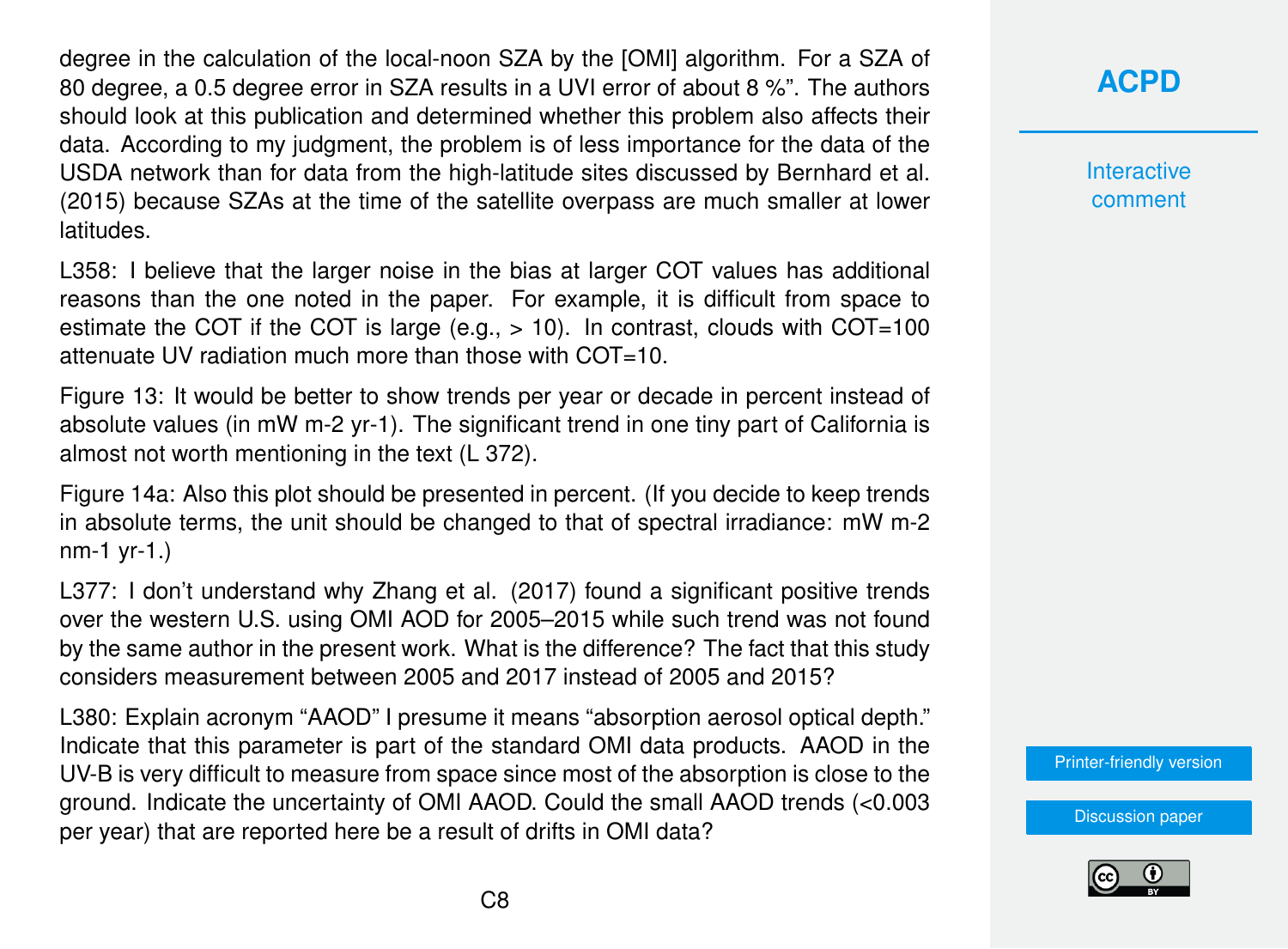degree in the calculation of the local-noon SZA by the [OMI] algorithm. For a SZA of 80 degree, a 0.5 degree error in SZA results in a UVI error of about 8 %". The authors should look at this publication and determined whether this problem also affects their data. According to my judgment, the problem is of less importance for the data of the USDA network than for data from the high-latitude sites discussed by Bernhard et al. (2015) because SZAs at the time of the satellite overpass are much smaller at lower latitudes.

L358: I believe that the larger noise in the bias at larger COT values has additional reasons than the one noted in the paper. For example, it is difficult from space to estimate the COT if the COT is large (e.g., > 10). In contrast, clouds with COT=100 attenuate UV radiation much more than those with COT=10.

Figure 13: It would be better to show trends per year or decade in percent instead of absolute values (in mW m-2 yr-1). The significant trend in one tiny part of California is almost not worth mentioning in the text (L 372).

Figure 14a: Also this plot should be presented in percent. (If you decide to keep trends in absolute terms, the unit should be changed to that of spectral irradiance: mW m-2 nm-1 yr-1.)

L377: I don't understand why Zhang et al. (2017) found a significant positive trends over the western U.S. using OMI AOD for 2005–2015 while such trend was not found by the same author in the present work. What is the difference? The fact that this study considers measurement between 2005 and 2017 instead of 2005 and 2015?

L380: Explain acronym "AAOD" I presume it means "absorption aerosol optical depth." Indicate that this parameter is part of the standard OMI data products. AAOD in the UV-B is very difficult to measure from space since most of the absorption is close to the ground. Indicate the uncertainty of OMI AAOD. Could the small AAOD trends (<0.003 per year) that are reported here be a result of drifts in OMI data?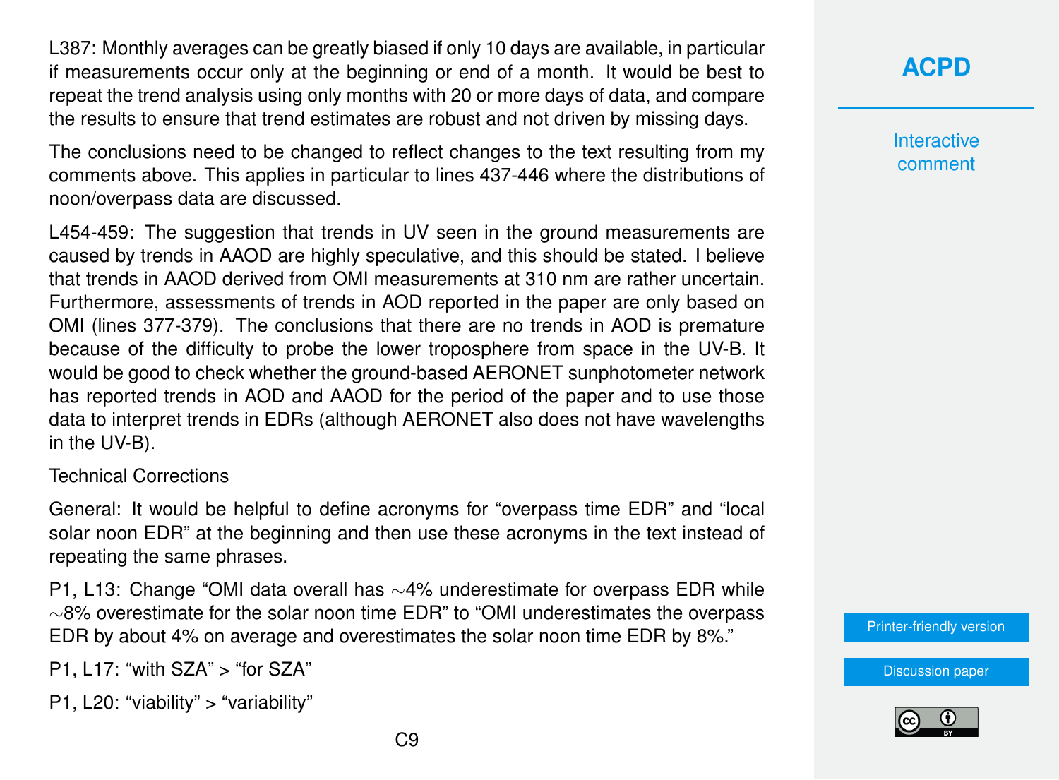L387: Monthly averages can be greatly biased if only 10 days are available, in particular if measurements occur only at the beginning or end of a month. It would be best to repeat the trend analysis using only months with 20 or more days of data, and compare the results to ensure that trend estimates are robust and not driven by missing days.

The conclusions need to be changed to reflect changes to the text resulting from my comments above. This applies in particular to lines 437-446 where the distributions of noon/overpass data are discussed.

L454-459: The suggestion that trends in UV seen in the ground measurements are caused by trends in AAOD are highly speculative, and this should be stated. I believe that trends in AAOD derived from OMI measurements at 310 nm are rather uncertain. Furthermore, assessments of trends in AOD reported in the paper are only based on OMI (lines 377-379). The conclusions that there are no trends in AOD is premature because of the difficulty to probe the lower troposphere from space in the UV-B. It would be good to check whether the ground-based AERONET sunphotometer network has reported trends in AOD and AAOD for the period of the paper and to use those data to interpret trends in EDRs (although AERONET also does not have wavelengths in the UV-B).

Technical Corrections

General: It would be helpful to define acronyms for "overpass time EDR" and "local solar noon EDR" at the beginning and then use these acronyms in the text instead of repeating the same phrases.

P1, L13: Change "OMI data overall has ∼4% underestimate for overpass EDR while ∼8% overestimate for the solar noon time EDR" to "OMI underestimates the overpass EDR by about 4% on average and overestimates the solar noon time EDR by 8%."

P1, L17: "with SZA" > "for SZA"

P1, L20: "viability" > "variability"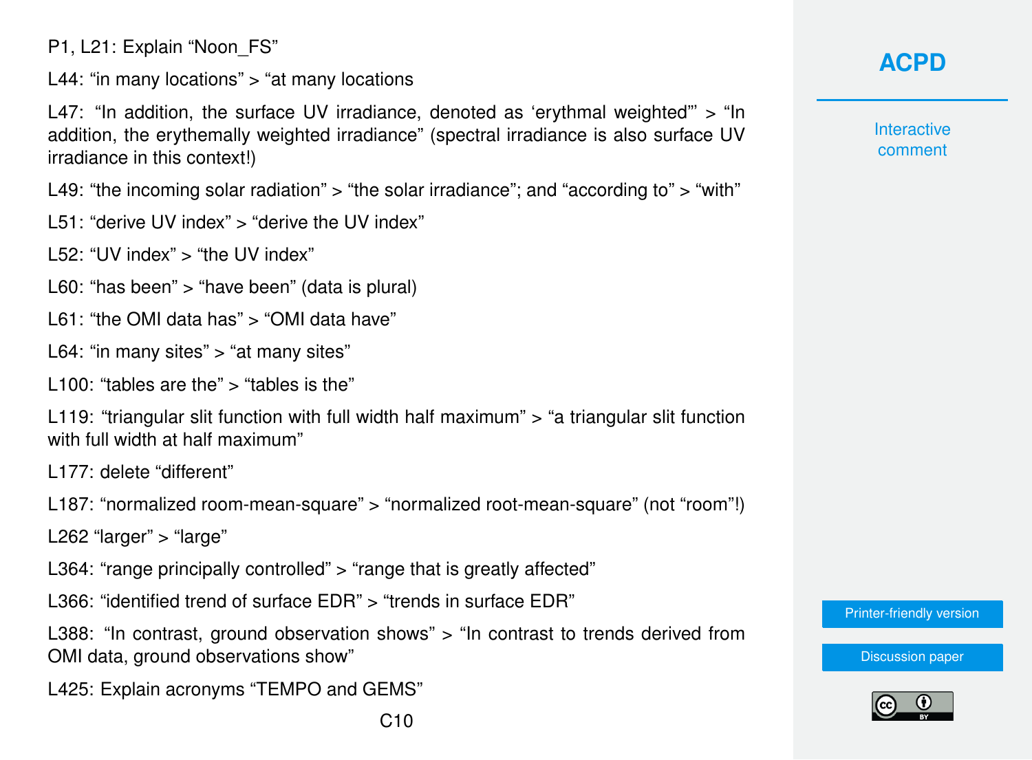P1, L21: Explain "Noon_FS"

L44: "in many locations" > "at many locations

L47: "In addition, the surface UV irradiance, denoted as 'erythmal weighted"' > "In addition, the erythemally weighted irradiance" (spectral irradiance is also surface UV irradiance in this context!)

L49: "the incoming solar radiation" > "the solar irradiance"; and "according to" > "with"

L51: "derive UV index" > "derive the UV index"

L52: "UV index" > "the UV index"

L60: "has been" > "have been" (data is plural)

L61: "the OMI data has" > "OMI data have"

L64: "in many sites" > "at many sites"

L100: "tables are the" > "tables is the"

L119: "triangular slit function with full width half maximum" > "a triangular slit function with full width at half maximum"

L177: delete "different"

L187: "normalized room-mean-square" > "normalized root-mean-square" (not "room"!)

L262 "larger" > "large"

L364: "range principally controlled" > "range that is greatly affected"

L366: "identified trend of surface EDR" > "trends in surface EDR"

L388: "In contrast, ground observation shows" > "In contrast to trends derived from OMI data, ground observations show"

L425: Explain acronyms "TEMPO and GEMS"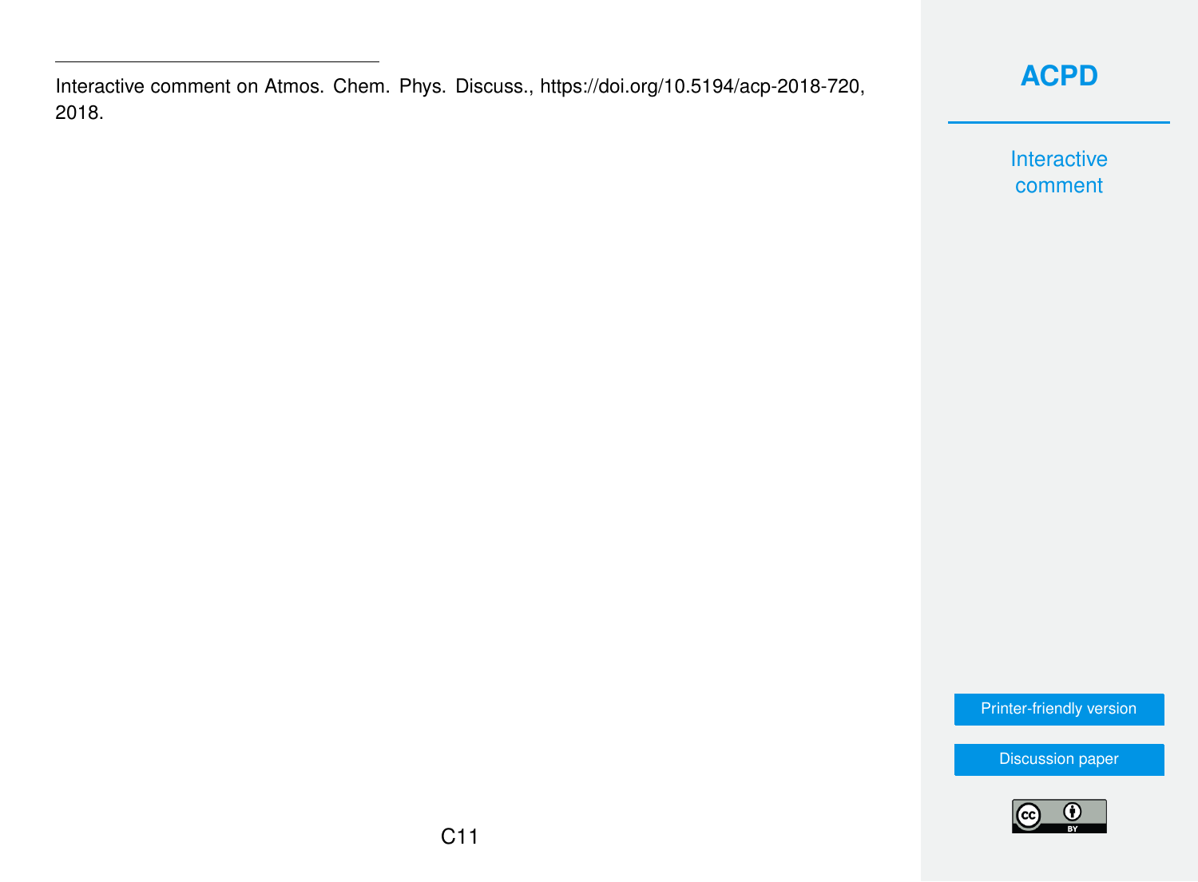Interactive comment on Atmos. Chem. Phys. Discuss., https://doi.org/10.5194/acp-2018-720, 2018.